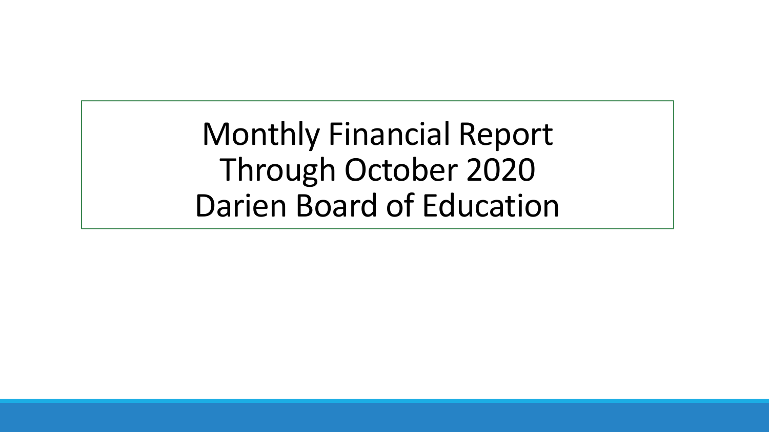# Monthly Financial Report
# Through October 2020
# Darien Board of Education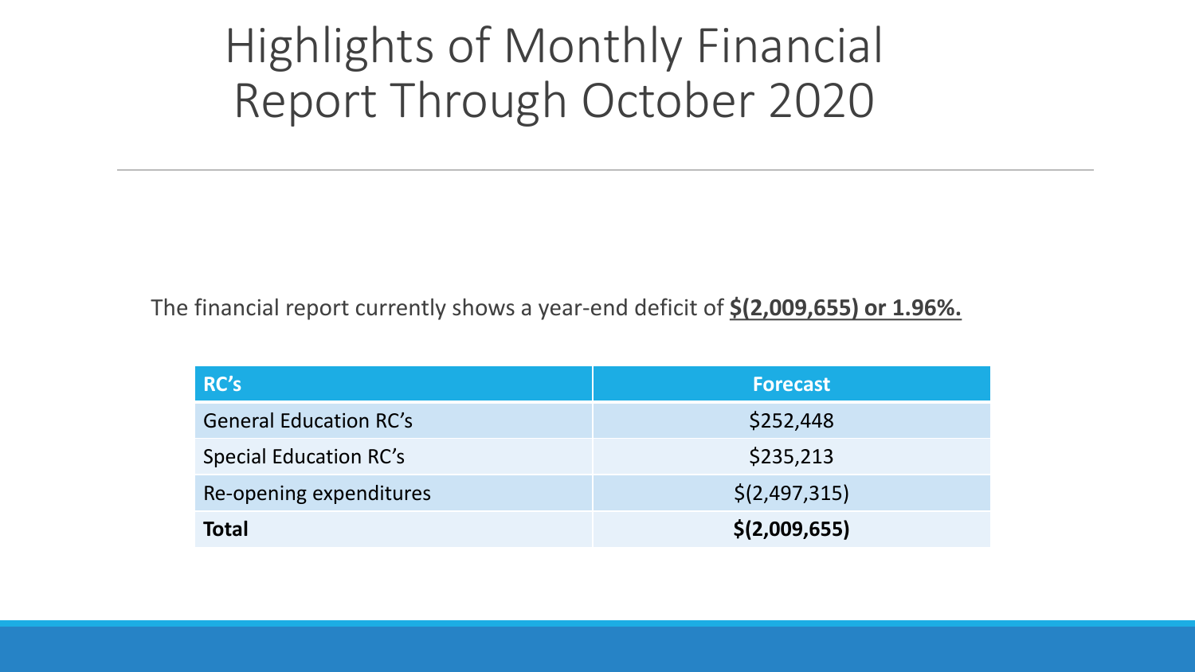# Highlights of Monthly Financial Report Through October 2020

The financial report currently shows a year-end deficit of **$(2,009,655) or 1.96%.**

| RC's | Forecast |
| --- | --- |
| General Education RC's | $252,448 |
| Special Education RC's | $235,213 |
| Re-opening expenditures | $(2,497,315) |
| **Total** | **$(2,009,655)** |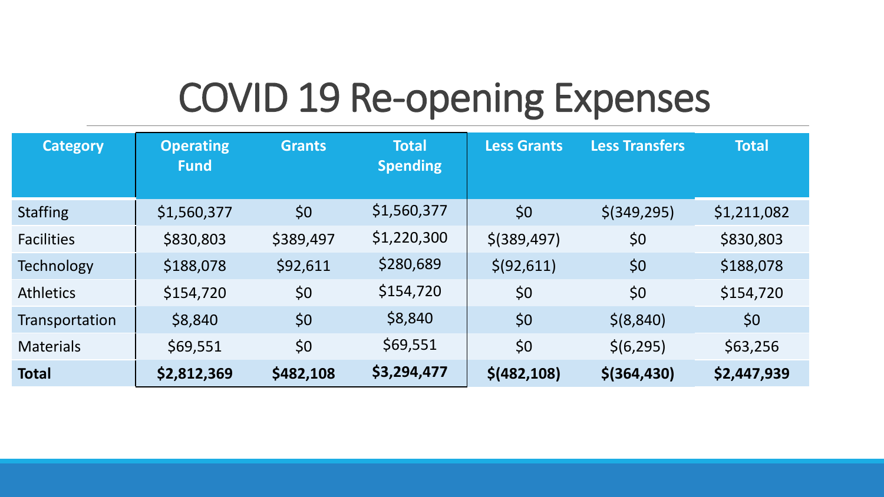# COVID 19 Re-opening Expenses

| Category | Operating Fund | Grants | Total Spending | Less Grants | Less Transfers | Total |
|---|---|---|---|---|---|---|
| Staffing | $1,560,377 | $0 | $1,560,377 | $0 | $(349,295) | $1,211,082 |
| Facilities | $830,803 | $389,497 | $1,220,300 | $(389,497) | $0 | $830,803 |
| Technology | $188,078 | $92,611 | $280,689 | $(92,611) | $0 | $188,078 |
| Athletics | $154,720 | $0 | $154,720 | $0 | $0 | $154,720 |
| Transportation | $8,840 | $0 | $8,840 | $0 | $(8,840) | $0 |
| Materials | $69,551 | $0 | $69,551 | $0 | $(6,295) | $63,256 |
| **Total** | **$2,812,369** | **$482,108** | **$3,294,477** | **$(482,108)** | **$(364,430)** | **$2,447,939** |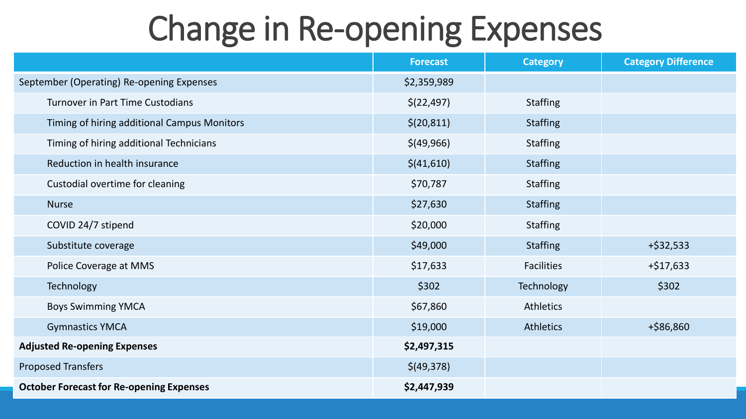# Change in Re-opening Expenses

| | Forecast | Category | Category Difference |
|---|---|---|---|
| September (Operating) Re-opening Expenses | $2,359,989 | | |
| Turnover in Part Time Custodians | $(22,497) | Staffing | |
| Timing of hiring additional Campus Monitors | $(20,811) | Staffing | |
| Timing of hiring additional Technicians | $(49,966) | Staffing | |
| Reduction in health insurance | $(41,610) | Staffing | |
| Custodial overtime for cleaning | $70,787 | Staffing | |
| Nurse | $27,630 | Staffing | |
| COVID 24/7 stipend | $20,000 | Staffing | |
| Substitute coverage | $49,000 | Staffing | +$32,533 |
| Police Coverage at MMS | $17,633 | Facilities | +$17,633 |
| Technology | $302 | Technology | $302 |
| Boys Swimming YMCA | $67,860 | Athletics | |
| Gymnastics YMCA | $19,000 | Athletics | +$86,860 |
| **Adjusted Re-opening Expenses** | **$2,497,315** | | |
| Proposed Transfers | $(49,378) | | |
| **October Forecast for Re-opening Expenses** | **$2,447,939** | | |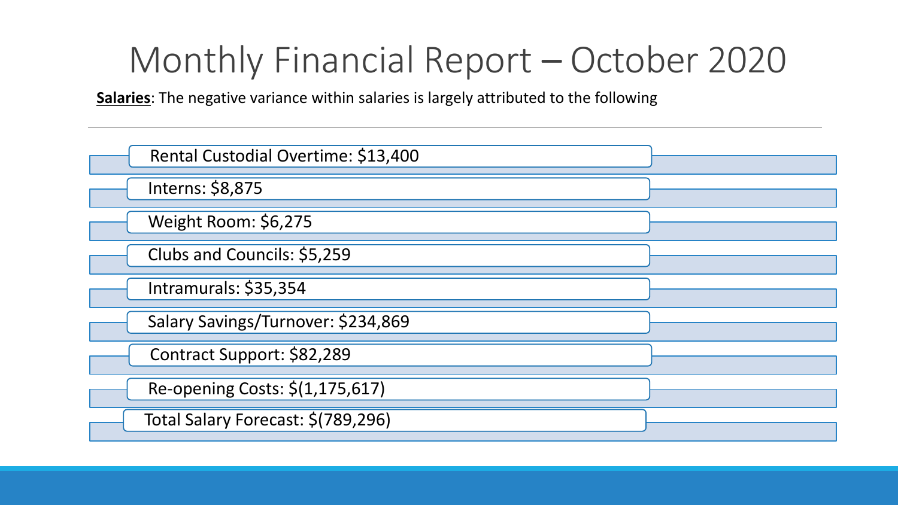# Monthly Financial Report – October 2020

**<u>Salaries</u>**: The negative variance within salaries is largely attributed to the following

- Rental Custodial Overtime: $13,400
- Interns: $8,875
- Weight Room: $6,275
- Clubs and Councils: $5,259
- Intramurals: $35,354
- Salary Savings/Turnover: $234,869
- Contract Support: $82,289
- Re-opening Costs: $(1,175,617)
- Total Salary Forecast: $(789,296)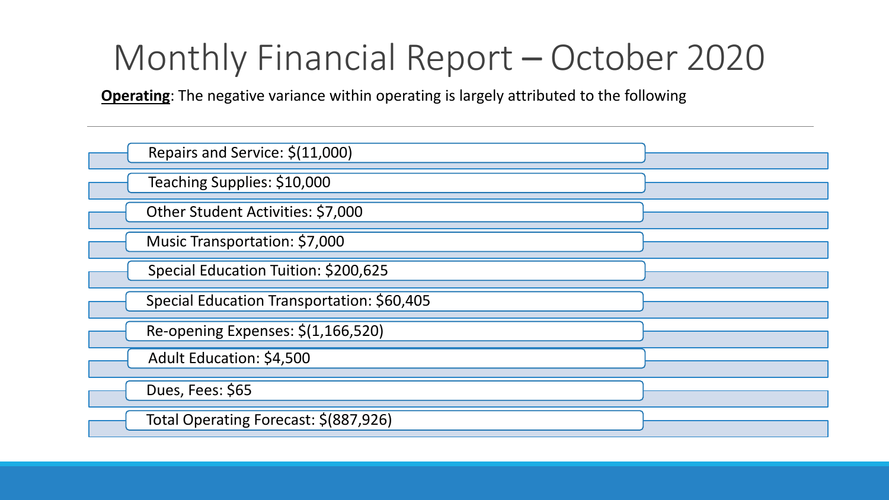# Monthly Financial Report – October 2020

**Operating**: The negative variance within operating is largely attributed to the following

- Repairs and Service: $(11,000)
- Teaching Supplies: $10,000
- Other Student Activities: $7,000
- Music Transportation: $7,000
- Special Education Tuition: $200,625
- Special Education Transportation: $60,405
- Re-opening Expenses: $(1,166,520)
- Adult Education: $4,500
- Dues, Fees: $65
- Total Operating Forecast: $(887,926)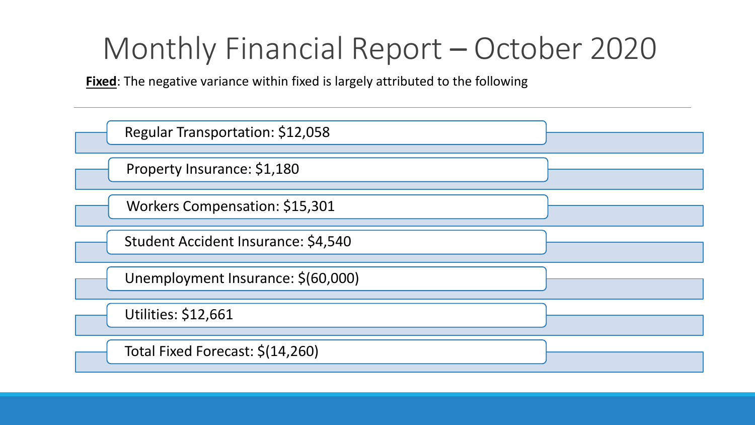# Monthly Financial Report – October 2020

**<u>Fixed</u>**: The negative variance within fixed is largely attributed to the following

- Regular Transportation: $12,058
- Property Insurance: $1,180
- Workers Compensation: $15,301
- Student Accident Insurance: $4,540
- Unemployment Insurance: $(60,000)
- Utilities: $12,661
- Total Fixed Forecast: $(14,260)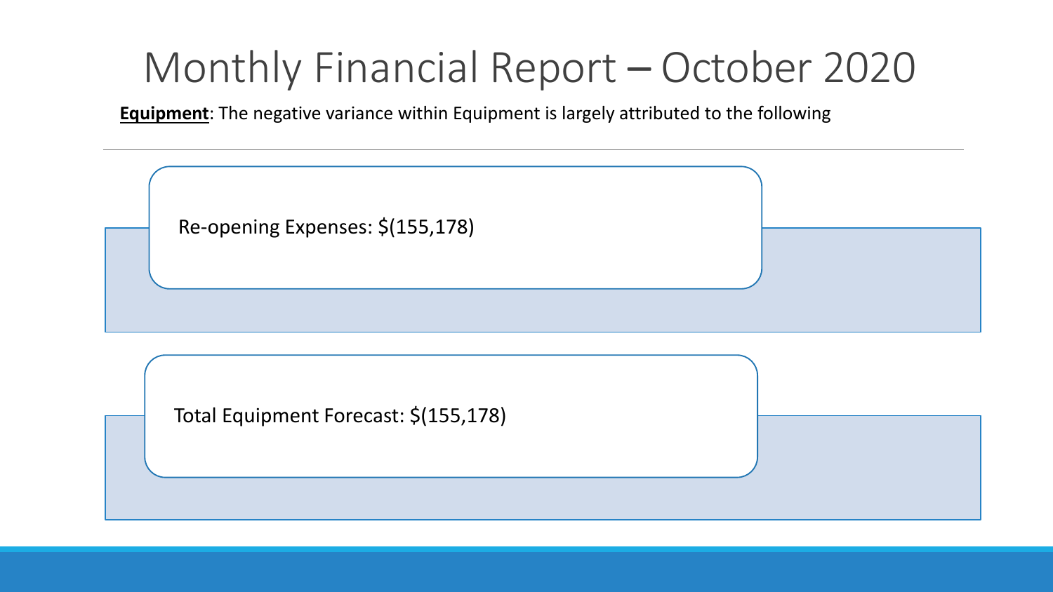# Monthly Financial Report – October 2020

**Equipment**: The negative variance within Equipment is largely attributed to the following

---

Re-opening Expenses: $(155,178)

Total Equipment Forecast: $(155,178)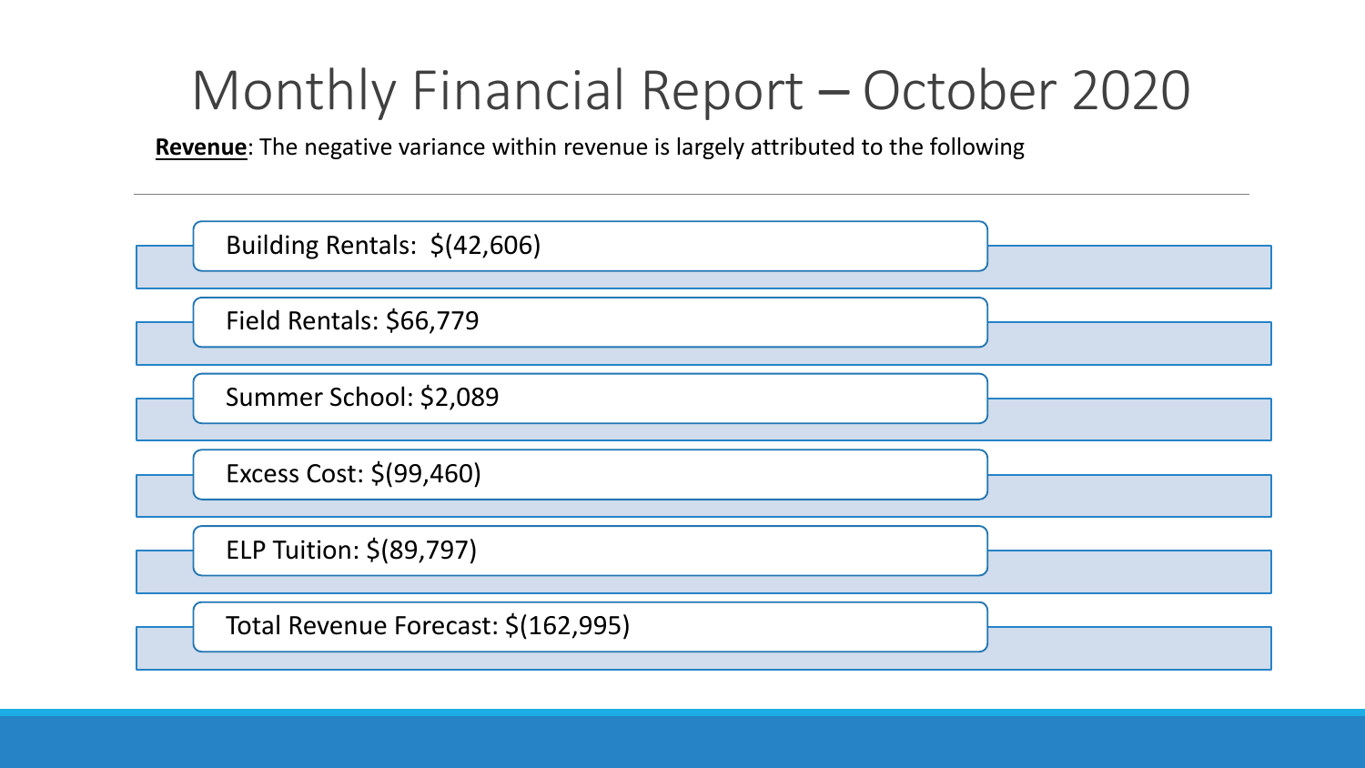# Monthly Financial Report – October 2020

**Revenue**: The negative variance within revenue is largely attributed to the following

---

- Building Rentals: $(42,606)
- Field Rentals: $66,779
- Summer School: $2,089
- Excess Cost: $(99,460)
- ELP Tuition: $(89,797)
- Total Revenue Forecast: $(162,995)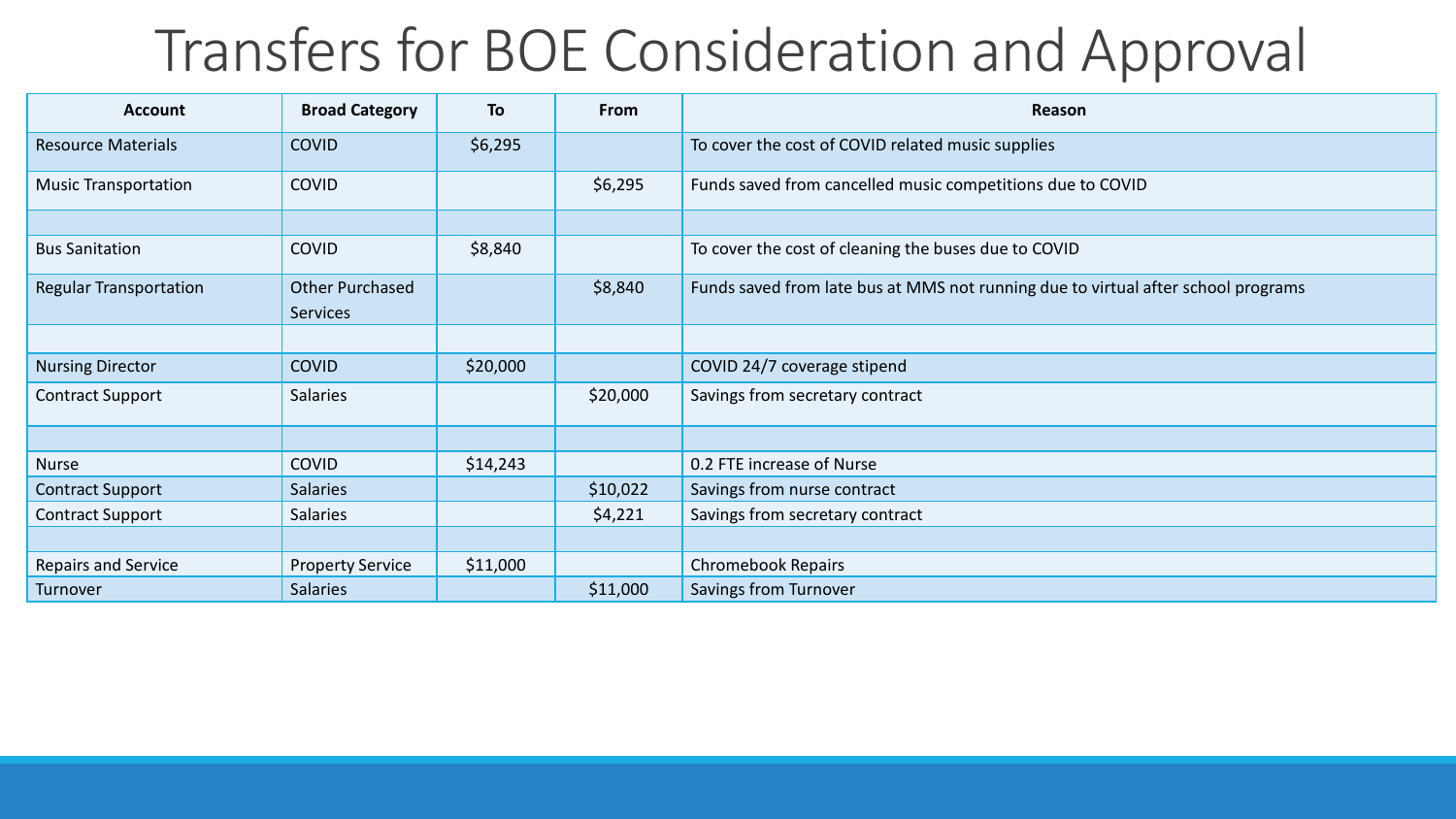# Transfers for BOE Consideration and Approval

| Account | Broad Category | To | From | Reason |
|---|---|---|---|---|
| Resource Materials | COVID | $6,295 | | To cover the cost of COVID related music supplies |
| Music Transportation | COVID | | $6,295 | Funds saved from cancelled music competitions due to COVID |
| | | | | |
| Bus Sanitation | COVID | $8,840 | | To cover the cost of cleaning the buses due to COVID |
| Regular Transportation | Other Purchased Services | | $8,840 | Funds saved from late bus at MMS not running due to virtual after school programs |
| | | | | |
| Nursing Director | COVID | $20,000 | | COVID 24/7 coverage stipend |
| Contract Support | Salaries | | $20,000 | Savings from secretary contract |
| | | | | |
| Nurse | COVID | $14,243 | | 0.2 FTE increase of Nurse |
| Contract Support | Salaries | | $10,022 | Savings from nurse contract |
| Contract Support | Salaries | | $4,221 | Savings from secretary contract |
| | | | | |
| Repairs and Service | Property Service | $11,000 | | Chromebook Repairs |
| Turnover | Salaries | | $11,000 | Savings from Turnover |